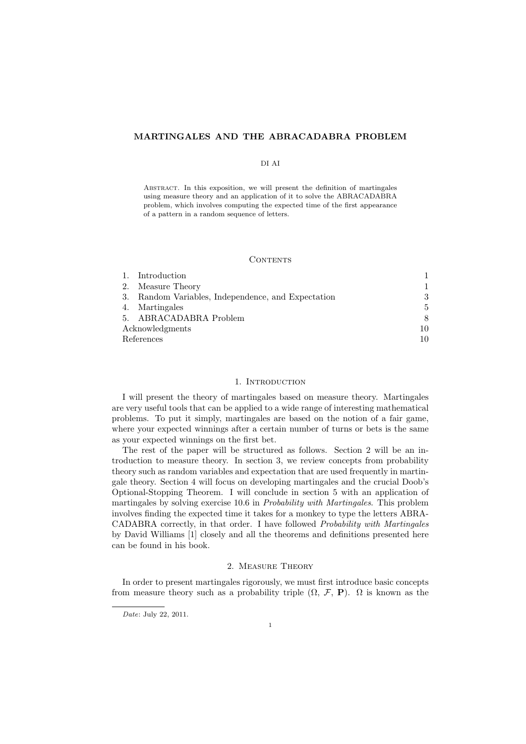# MARTINGALES AND THE ABRACADABRA PROBLEM

DI AI

ABSTRACT. In this exposition, we will present the definition of martingales using measure theory and an application of it to solve the ABRACADABRA problem, which involves computing the expected time of the first appearance of a pattern in a random sequence of letters.

## CONTENTS

| | |
|---|---|
| 1. Introduction | 1 |
| 2. Measure Theory | 1 |
| 3. Random Variables, Independence, and Expectation | 3 |
| 4. Martingales | 5 |
| 5. ABRACADABRA Problem | 8 |
| Acknowledgments | 10 |
| References | 10 |

## 1. INTRODUCTION

I will present the theory of martingales based on measure theory. Martingales are very useful tools that can be applied to a wide range of interesting mathematical problems. To put it simply, martingales are based on the notion of a fair game, where your expected winnings after a certain number of turns or bets is the same as your expected winnings on the first bet.

The rest of the paper will be structured as follows. Section 2 will be an introduction to measure theory. In section 3, we review concepts from probability theory such as random variables and expectation that are used frequently in martingale theory. Section 4 will focus on developing martingales and the crucial Doob's Optional-Stopping Theorem. I will conclude in section 5 with an application of martingales by solving exercise 10.6 in *Probability with Martingales*. This problem involves finding the expected time it takes for a monkey to type the letters ABRACADABRA correctly, in that order. I have followed *Probability with Martingales* by David Williams [1] closely and all the theorems and definitions presented here can be found in his book.

## 2. MEASURE THEORY

In order to present martingales rigorously, we must first introduce basic concepts from measure theory such as a probability triple $(\Omega, \mathcal{F}, \mathbf{P})$. $\Omega$ is known as the

*Date*: July 22, 2011.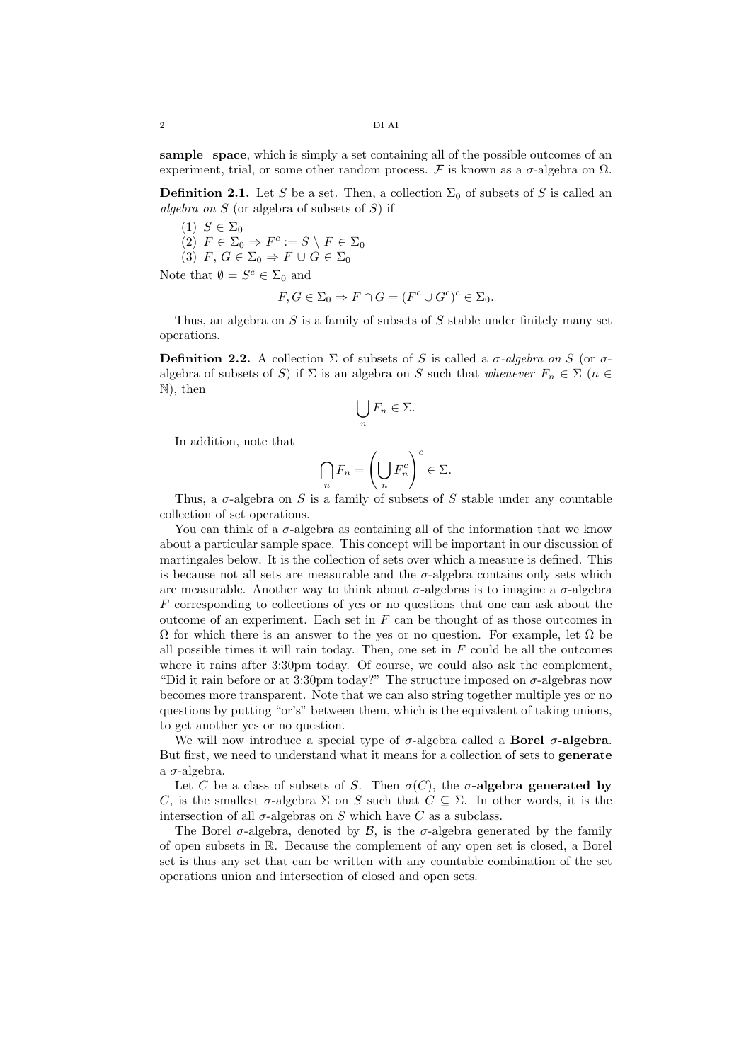**sample space**, which is simply a set containing all of the possible outcomes of an experiment, trial, or some other random process. $\mathcal{F}$ is known as a $\sigma$-algebra on $\Omega$.

**Definition 2.1.** Let $S$ be a set. Then, a collection $\Sigma_0$ of subsets of $S$ is called an *algebra on* $S$ (or algebra of subsets of $S$) if

(1) $S \in \Sigma_0$
(2) $F \in \Sigma_0 \Rightarrow F^c := S \setminus F \in \Sigma_0$
(3) $F, G \in \Sigma_0 \Rightarrow F \cup G \in \Sigma_0$

Note that $\emptyset = S^c \in \Sigma_0$ and

$$F, G \in \Sigma_0 \Rightarrow F \cap G = (F^c \cup G^c)^c \in \Sigma_0.$$

Thus, an algebra on $S$ is a family of subsets of $S$ stable under finitely many set operations.

**Definition 2.2.** A collection $\Sigma$ of subsets of $S$ is called a *$\sigma$-algebra on* $S$ (or $\sigma$-algebra of subsets of $S$) if $\Sigma$ is an algebra on $S$ such that *whenever* $F_n \in \Sigma$ ($n \in \mathbb{N}$), then

$$\bigcup_n F_n \in \Sigma.$$

In addition, note that

$$\bigcap_n F_n = \left(\bigcup_n F_n^c\right)^c \in \Sigma.$$

Thus, a $\sigma$-algebra on $S$ is a family of subsets of $S$ stable under any countable collection of set operations.

You can think of a $\sigma$-algebra as containing all of the information that we know about a particular sample space. This concept will be important in our discussion of martingales below. It is the collection of sets over which a measure is defined. This is because not all sets are measurable and the $\sigma$-algebra contains only sets which are measurable. Another way to think about $\sigma$-algebras is to imagine a $\sigma$-algebra $F$ corresponding to collections of yes or no questions that one can ask about the outcome of an experiment. Each set in $F$ can be thought of as those outcomes in $\Omega$ for which there is an answer to the yes or no question. For example, let $\Omega$ be all possible times it will rain today. Then, one set in $F$ could be all the outcomes where it rains after 3:30pm today. Of course, we could also ask the complement, "Did it rain before or at 3:30pm today?" The structure imposed on $\sigma$-algebras now becomes more transparent. Note that we can also string together multiple yes or no questions by putting "or's" between them, which is the equivalent of taking unions, to get another yes or no question.

We will now introduce a special type of $\sigma$-algebra called a **Borel $\sigma$-algebra**. But first, we need to understand what it means for a collection of sets to **generate** a $\sigma$-algebra.

Let $C$ be a class of subsets of $S$. Then $\sigma(C)$, the **$\sigma$-algebra generated by** $C$, is the smallest $\sigma$-algebra $\Sigma$ on $S$ such that $C \subseteq \Sigma$. In other words, it is the intersection of all $\sigma$-algebras on $S$ which have $C$ as a subclass.

The Borel $\sigma$-algebra, denoted by $\mathcal{B}$, is the $\sigma$-algebra generated by the family of open subsets in $\mathbb{R}$. Because the complement of any open set is closed, a Borel set is thus any set that can be written with any countable combination of the set operations union and intersection of closed and open sets.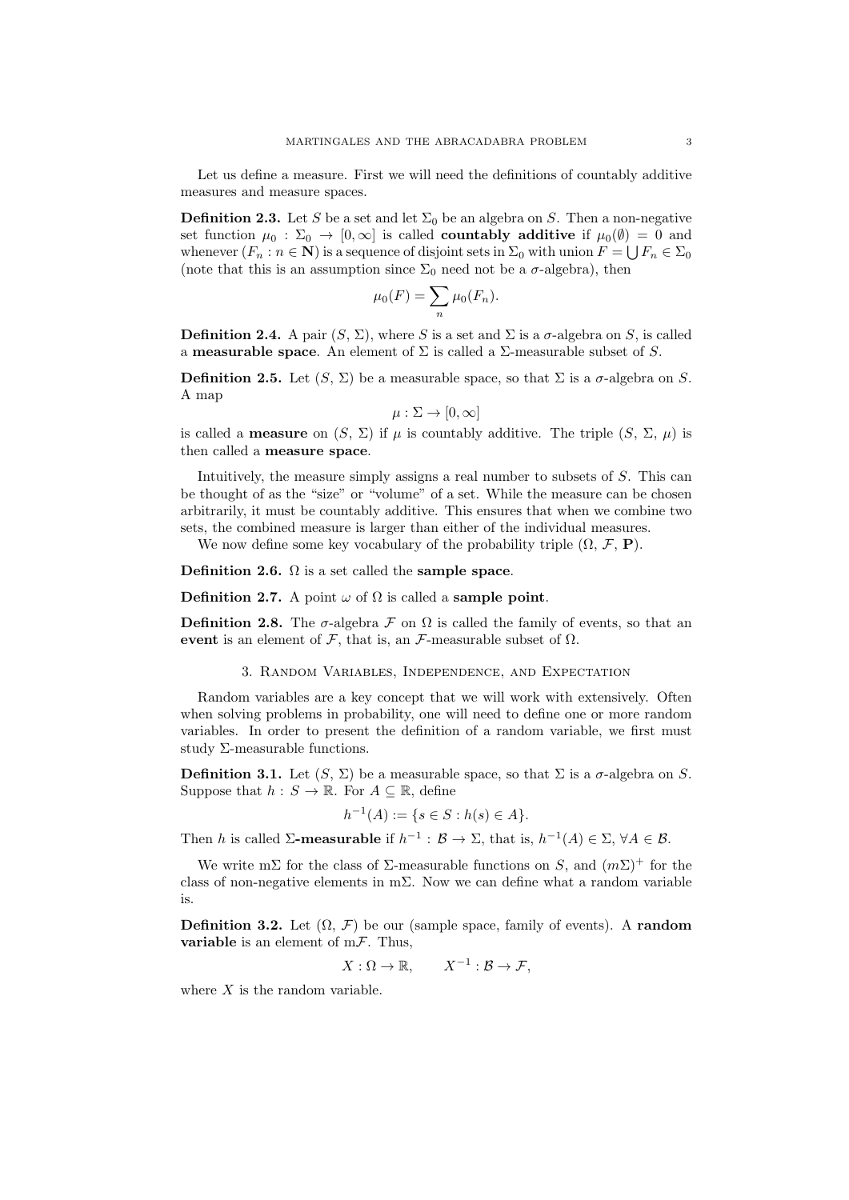Let us define a measure. First we will need the definitions of countably additive measures and measure spaces.

**Definition 2.3.** Let $S$ be a set and let $\Sigma_0$ be an algebra on $S$. Then a non-negative set function $\mu_0 : \Sigma_0 \to [0, \infty]$ is called **countably additive** if $\mu_0(\emptyset) = 0$ and whenever $(F_n : n \in \mathbf{N})$ is a sequence of disjoint sets in $\Sigma_0$ with union $F = \bigcup F_n \in \Sigma_0$ (note that this is an assumption since $\Sigma_0$ need not be a $\sigma$-algebra), then

$$\mu_0(F) = \sum_n \mu_0(F_n).$$

**Definition 2.4.** A pair $(S, \Sigma)$, where $S$ is a set and $\Sigma$ is a $\sigma$-algebra on $S$, is called a **measurable space**. An element of $\Sigma$ is called a $\Sigma$-measurable subset of $S$.

**Definition 2.5.** Let $(S, \Sigma)$ be a measurable space, so that $\Sigma$ is a $\sigma$-algebra on $S$. A map

$$\mu : \Sigma \to [0, \infty]$$

is called a **measure** on $(S, \Sigma)$ if $\mu$ is countably additive. The triple $(S, \Sigma, \mu)$ is then called a **measure space**.

Intuitively, the measure simply assigns a real number to subsets of $S$. This can be thought of as the "size" or "volume" of a set. While the measure can be chosen arbitrarily, it must be countably additive. This ensures that when we combine two sets, the combined measure is larger than either of the individual measures.

We now define some key vocabulary of the probability triple $(\Omega, \mathcal{F}, \mathbf{P})$.

**Definition 2.6.** $\Omega$ is a set called the **sample space**.

**Definition 2.7.** A point $\omega$ of $\Omega$ is called a **sample point**.

**Definition 2.8.** The $\sigma$-algebra $\mathcal{F}$ on $\Omega$ is called the family of events, so that an **event** is an element of $\mathcal{F}$, that is, an $\mathcal{F}$-measurable subset of $\Omega$.

## 3. Random Variables, Independence, and Expectation

Random variables are a key concept that we will work with extensively. Often when solving problems in probability, one will need to define one or more random variables. In order to present the definition of a random variable, we first must study $\Sigma$-measurable functions.

**Definition 3.1.** Let $(S, \Sigma)$ be a measurable space, so that $\Sigma$ is a $\sigma$-algebra on $S$. Suppose that $h : S \to \mathbb{R}$. For $A \subseteq \mathbb{R}$, define

$$h^{-1}(A) := \{s \in S : h(s) \in A\}.$$

Then $h$ is called **$\Sigma$-measurable** if $h^{-1} : \mathcal{B} \to \Sigma$, that is, $h^{-1}(A) \in \Sigma$, $\forall A \in \mathcal{B}$.

We write m$\Sigma$ for the class of $\Sigma$-measurable functions on $S$, and $(m\Sigma)^+$ for the class of non-negative elements in m$\Sigma$. Now we can define what a random variable is.

**Definition 3.2.** Let $(\Omega, \mathcal{F})$ be our (sample space, family of events). A **random variable** is an element of m$\mathcal{F}$. Thus,

$$X : \Omega \to \mathbb{R}, \qquad X^{-1} : \mathcal{B} \to \mathcal{F},$$

where $X$ is the random variable.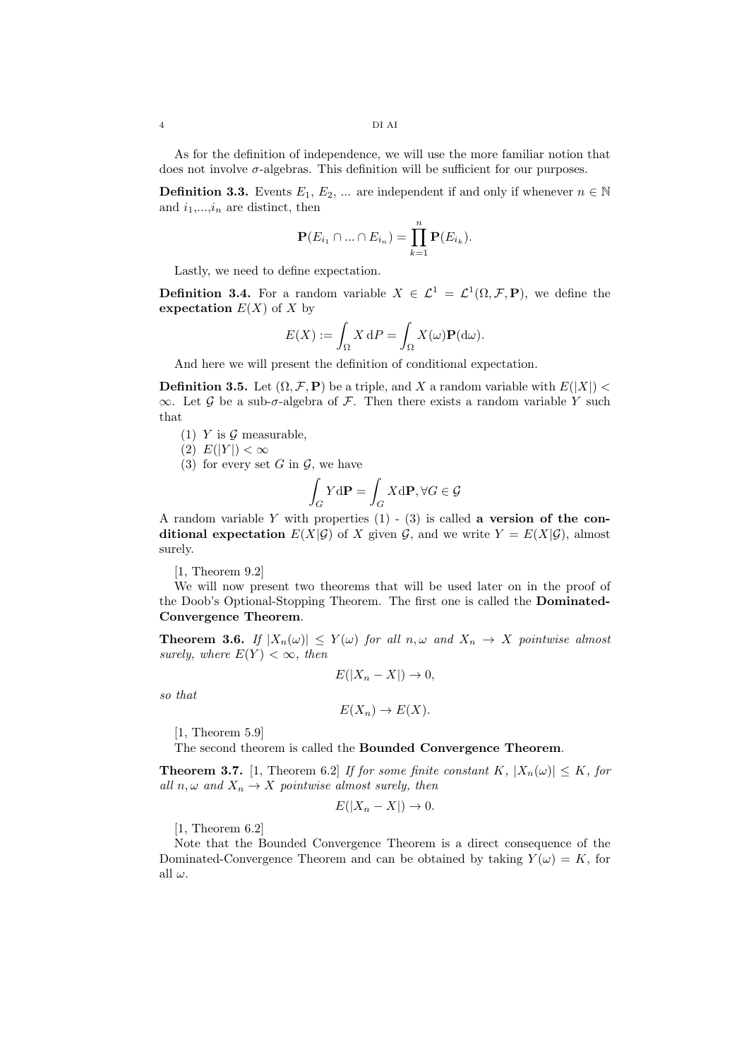As for the definition of independence, we will use the more familiar notion that does not involve $\sigma$-algebras. This definition will be sufficient for our purposes.

**Definition 3.3.** Events $E_1$, $E_2$, ... are independent if and only if whenever $n \in \mathbb{N}$ and $i_1$,...,$i_n$ are distinct, then

$$\mathbf{P}(E_{i_1} \cap ... \cap E_{i_n}) = \prod_{k=1}^{n} \mathbf{P}(E_{i_k}).$$

Lastly, we need to define expectation.

**Definition 3.4.** For a random variable $X \in \mathcal{L}^1 = \mathcal{L}^1(\Omega, \mathcal{F}, \mathbf{P})$, we define the **expectation** $E(X)$ of $X$ by

$$E(X) := \int_{\Omega} X \, \mathrm{d}P = \int_{\Omega} X(\omega) \mathbf{P}(\mathrm{d}\omega).$$

And here we will present the definition of conditional expectation.

**Definition 3.5.** Let $(\Omega, \mathcal{F}, \mathbf{P})$ be a triple, and $X$ a random variable with $E(|X|) < \infty$. Let $\mathcal{G}$ be a sub-$\sigma$-algebra of $\mathcal{F}$. Then there exists a random variable $Y$ such that

1. $Y$ is $\mathcal{G}$ measurable,
2. $E(|Y|) < \infty$
3. for every set $G$ in $\mathcal{G}$, we have

$$\int_G Y \mathrm{d}\mathbf{P} = \int_G X \mathrm{d}\mathbf{P}, \forall G \in \mathcal{G}$$

A random variable $Y$ with properties (1) - (3) is called **a version of the conditional expectation** $E(X|\mathcal{G})$ of $X$ given $\mathcal{G}$, and we write $Y = E(X|\mathcal{G})$, almost surely.

[1, Theorem 9.2]

We will now present two theorems that will be used later on in the proof of the Doob's Optional-Stopping Theorem. The first one is called the **Dominated-Convergence Theorem**.

**Theorem 3.6.** *If $|X_n(\omega)| \leq Y(\omega)$ for all $n, \omega$ and $X_n \to X$ pointwise almost surely, where $E(Y) < \infty$, then*

$$E(|X_n - X|) \to 0,$$

*so that*

$$E(X_n) \to E(X).$$

[1, Theorem 5.9]

The second theorem is called the **Bounded Convergence Theorem**.

**Theorem 3.7.** [1, Theorem 6.2] *If for some finite constant $K$, $|X_n(\omega)| \leq K$, for all $n, \omega$ and $X_n \to X$ pointwise almost surely, then*

$$E(|X_n - X|) \to 0.$$

[1, Theorem 6.2]

Note that the Bounded Convergence Theorem is a direct consequence of the Dominated-Convergence Theorem and can be obtained by taking $Y(\omega) = K$, for all $\omega$.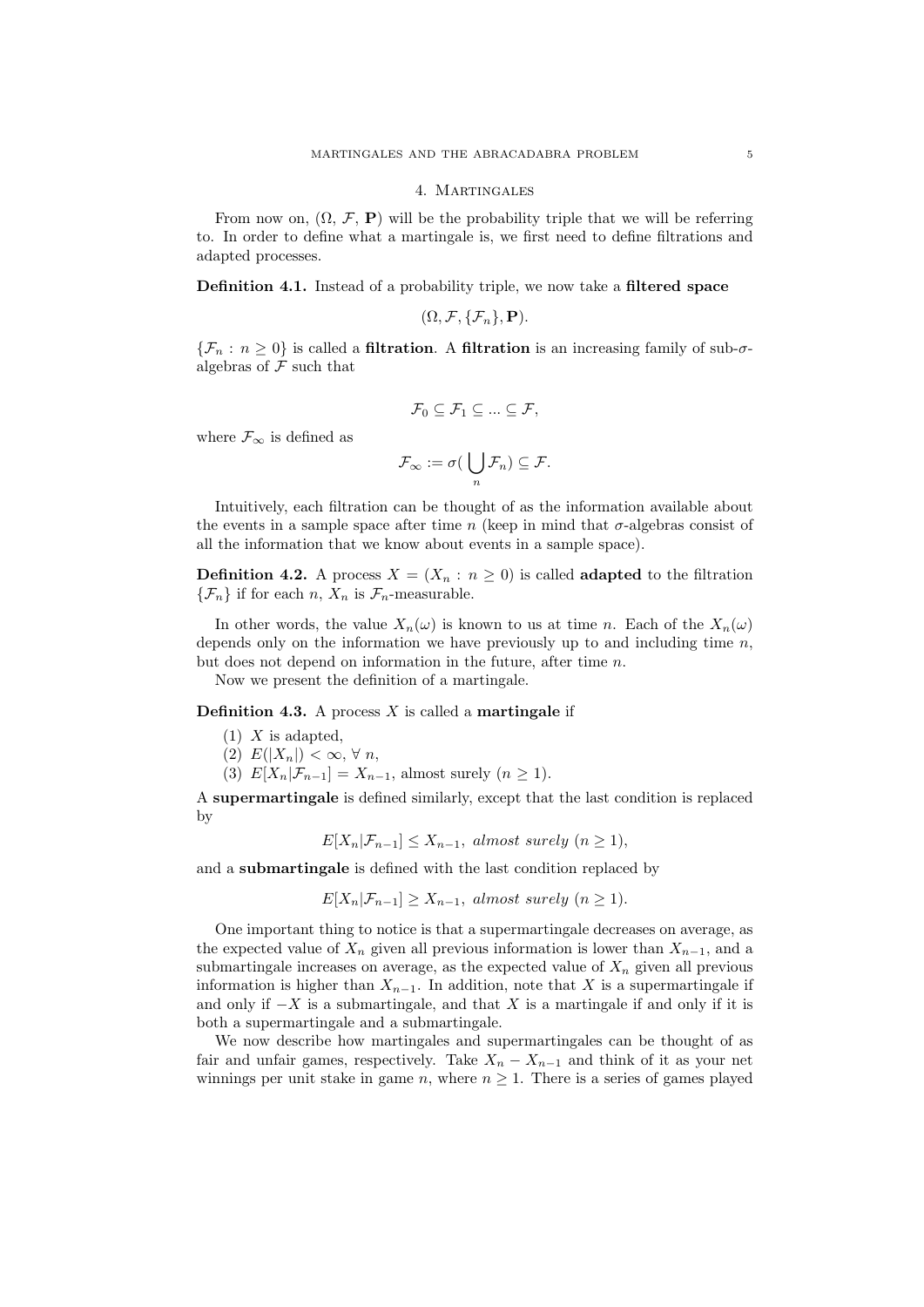## 4. Martingales

From now on, ($\Omega$, $\mathcal{F}$, $\mathbf{P}$) will be the probability triple that we will be referring to. In order to define what a martingale is, we first need to define filtrations and adapted processes.

**Definition 4.1.** Instead of a probability triple, we now take a **filtered space**

$$(\Omega, \mathcal{F}, \{\mathcal{F}_n\}, \mathbf{P}).$$

$\{\mathcal{F}_n : n \geq 0\}$ is called a **filtration**. A **filtration** is an increasing family of sub-$\sigma$-algebras of $\mathcal{F}$ such that

$$\mathcal{F}_0 \subseteq \mathcal{F}_1 \subseteq ... \subseteq \mathcal{F},$$

where $\mathcal{F}_\infty$ is defined as

$$\mathcal{F}_\infty := \sigma(\bigcup_n \mathcal{F}_n) \subseteq \mathcal{F}.$$

Intuitively, each filtration can be thought of as the information available about the events in a sample space after time $n$ (keep in mind that $\sigma$-algebras consist of all the information that we know about events in a sample space).

**Definition 4.2.** A process $X = (X_n : n \geq 0)$ is called **adapted** to the filtration $\{\mathcal{F}_n\}$ if for each $n$, $X_n$ is $\mathcal{F}_n$-measurable.

In other words, the value $X_n(\omega)$ is known to us at time $n$. Each of the $X_n(\omega)$ depends only on the information we have previously up to and including time $n$, but does not depend on information in the future, after time $n$.

Now we present the definition of a martingale.

**Definition 4.3.** A process $X$ is called a **martingale** if

1. $X$ is adapted,
2. $E(|X_n|) < \infty$, $\forall$ $n$,
3. $E[X_n|\mathcal{F}_{n-1}] = X_{n-1}$, almost surely ($n \geq 1$).

A **supermartingale** is defined similarly, except that the last condition is replaced by

$$E[X_n|\mathcal{F}_{n-1}] \leq X_{n-1}, \textit{ almost surely } (n \geq 1),$$

and a **submartingale** is defined with the last condition replaced by

$$E[X_n|\mathcal{F}_{n-1}] \geq X_{n-1}, \textit{ almost surely } (n \geq 1).$$

One important thing to notice is that a supermartingale decreases on average, as the expected value of $X_n$ given all previous information is lower than $X_{n-1}$, and a submartingale increases on average, as the expected value of $X_n$ given all previous information is higher than $X_{n-1}$. In addition, note that $X$ is a supermartingale if and only if $-X$ is a submartingale, and that $X$ is a martingale if and only if it is both a supermartingale and a submartingale.

We now describe how martingales and supermartingales can be thought of as fair and unfair games, respectively. Take $X_n - X_{n-1}$ and think of it as your net winnings per unit stake in game $n$, where $n \geq 1$. There is a series of games played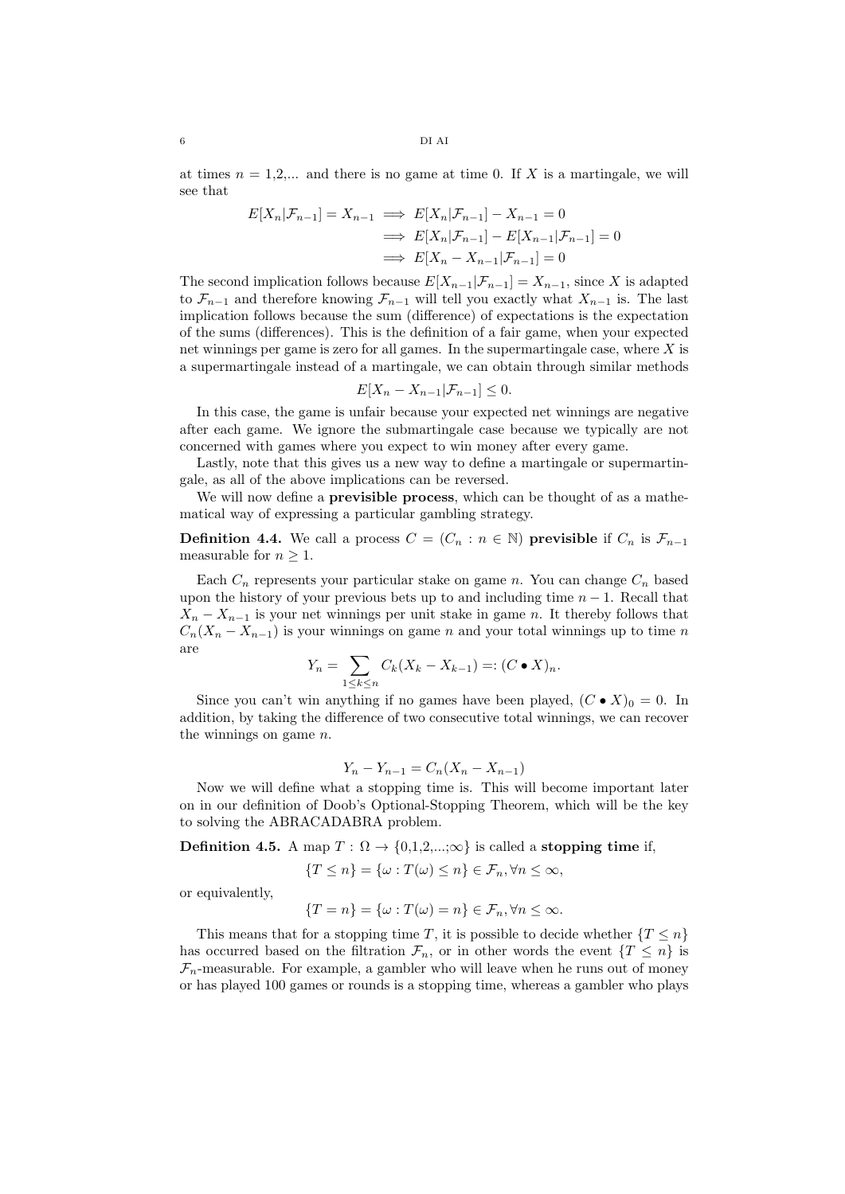at times $n$ = 1,2,... and there is no game at time 0. If $X$ is a martingale, we will see that

$$
\begin{aligned}
E[X_n|\mathcal{F}_{n-1}] = X_{n-1} &\implies E[X_n|\mathcal{F}_{n-1}] - X_{n-1} = 0 \\
&\implies E[X_n|\mathcal{F}_{n-1}] - E[X_{n-1}|\mathcal{F}_{n-1}] = 0 \\
&\implies E[X_n - X_{n-1}|\mathcal{F}_{n-1}] = 0
\end{aligned}
$$

The second implication follows because $E[X_{n-1}|\mathcal{F}_{n-1}] = X_{n-1}$, since $X$ is adapted to $\mathcal{F}_{n-1}$ and therefore knowing $\mathcal{F}_{n-1}$ will tell you exactly what $X_{n-1}$ is. The last implication follows because the sum (difference) of expectations is the expectation of the sums (differences). This is the definition of a fair game, when your expected net winnings per game is zero for all games. In the supermartingale case, where $X$ is a supermartingale instead of a martingale, we can obtain through similar methods

$$E[X_n - X_{n-1}|\mathcal{F}_{n-1}] \leq 0.$$

In this case, the game is unfair because your expected net winnings are negative after each game. We ignore the submartingale case because we typically are not concerned with games where you expect to win money after every game.

Lastly, note that this gives us a new way to define a martingale or supermartingale, as all of the above implications can be reversed.

We will now define a **previsible process**, which can be thought of as a mathematical way of expressing a particular gambling strategy.

**Definition 4.4.** We call a process $C = (C_n : n \in \mathbb{N})$ **previsible** if $C_n$ is $\mathcal{F}_{n-1}$ measurable for $n \geq 1$.

Each $C_n$ represents your particular stake on game $n$. You can change $C_n$ based upon the history of your previous bets up to and including time $n-1$. Recall that $X_n - X_{n-1}$ is your net winnings per unit stake in game $n$. It thereby follows that $C_n(X_n - X_{n-1})$ is your winnings on game $n$ and your total winnings up to time $n$ are

$$Y_n = \sum_{1 \leq k \leq n} C_k(X_k - X_{k-1}) =: (C \bullet X)_n.$$

Since you can't win anything if no games have been played, $(C \bullet X)_0 = 0$. In addition, by taking the difference of two consecutive total winnings, we can recover the winnings on game $n$.

$$Y_n - Y_{n-1} = C_n(X_n - X_{n-1})$$

Now we will define what a stopping time is. This will become important later on in our definition of Doob's Optional-Stopping Theorem, which will be the key to solving the ABRACADABRA problem.

**Definition 4.5.** A map $T : \Omega \to \{0,1,2,...;\infty\}$ is called a **stopping time** if,

$$\{T \leq n\} = \{\omega : T(\omega) \leq n\} \in \mathcal{F}_n, \forall n \leq \infty,$$

or equivalently,

$$\{T = n\} = \{\omega : T(\omega) = n\} \in \mathcal{F}_n, \forall n \leq \infty.$$

This means that for a stopping time $T$, it is possible to decide whether $\{T \leq n\}$ has occurred based on the filtration $\mathcal{F}_n$, or in other words the event $\{T \leq n\}$ is $\mathcal{F}_n$-measurable. For example, a gambler who will leave when he runs out of money or has played 100 games or rounds is a stopping time, whereas a gambler who plays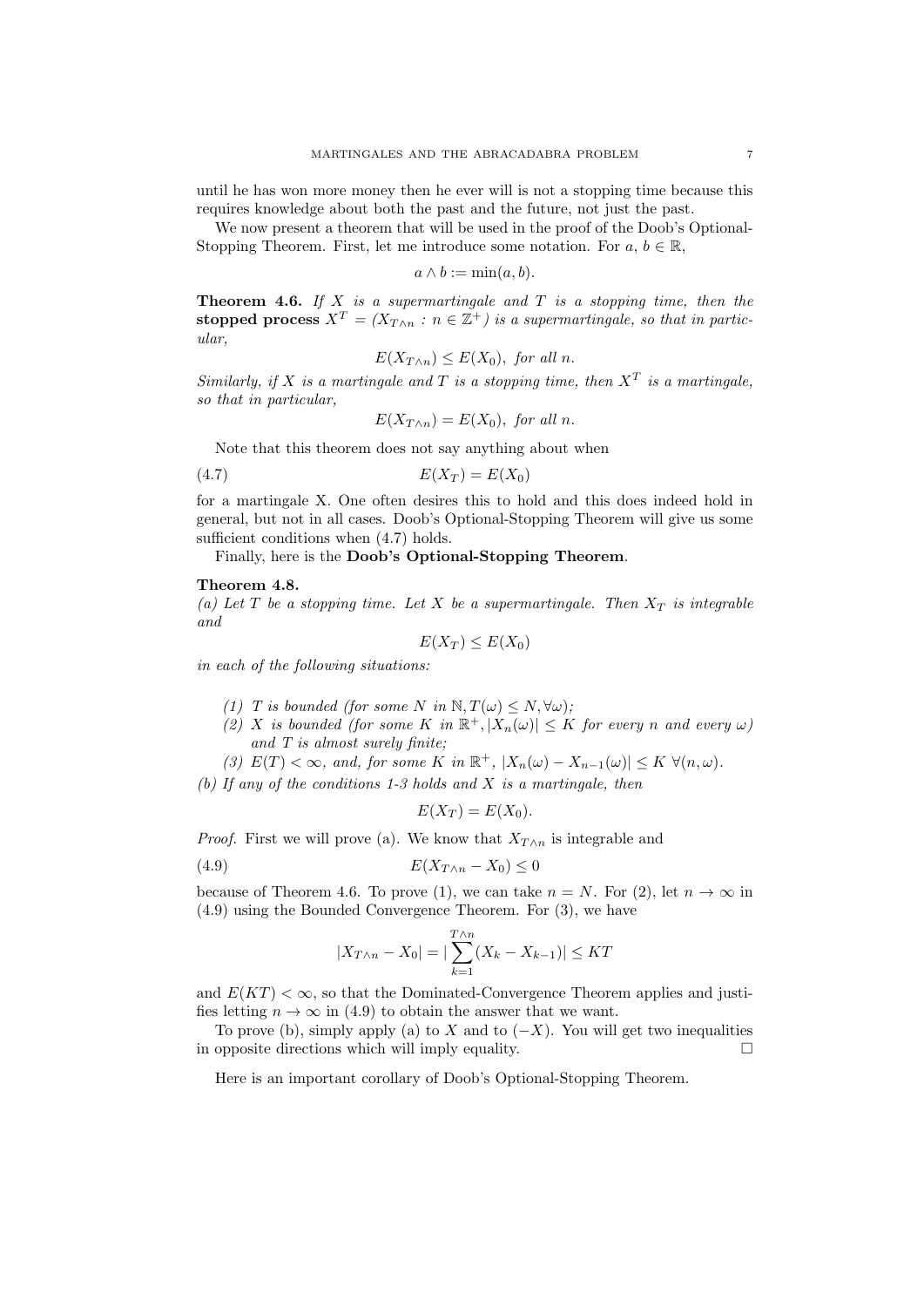until he has won more money then he ever will is not a stopping time because this requires knowledge about both the past and the future, not just the past.

We now present a theorem that will be used in the proof of the Doob's Optional-Stopping Theorem. First, let me introduce some notation. For $a$, $b \in \mathbb{R}$,

$$a \wedge b := \min(a, b).$$

**Theorem 4.6.** *If $X$ is a supermartingale and $T$ is a stopping time, then the* **stopped process** *$X^T = (X_{T \wedge n} : n \in \mathbb{Z}^+)$ is a supermartingale, so that in particular,*

$$E(X_{T \wedge n}) \leq E(X_0), \text{ for all } n.$$

*Similarly, if $X$ is a martingale and $T$ is a stopping time, then $X^T$ is a martingale, so that in particular,*

$$E(X_{T \wedge n}) = E(X_0), \text{ for all } n.$$

Note that this theorem does not say anything about when

$$E(X_T) = E(X_0) \tag{4.7}$$

for a martingale X. One often desires this to hold and this does indeed hold in general, but not in all cases. Doob's Optional-Stopping Theorem will give us some sufficient conditions when (4.7) holds.

Finally, here is the **Doob's Optional-Stopping Theorem**.

**Theorem 4.8.**
*(a) Let $T$ be a stopping time. Let $X$ be a supermartingale. Then $X_T$ is integrable and*

$$E(X_T) \leq E(X_0)$$

*in each of the following situations:*

*(1) $T$ is bounded (for some $N$ in $\mathbb{N}, T(\omega) \leq N, \forall \omega$);*
*(2) $X$ is bounded (for some $K$ in $\mathbb{R}^+, |X_n(\omega)| \leq K$ for every $n$ and every $\omega$) and $T$ is almost surely finite;*
*(3) $E(T) < \infty$, and, for some $K$ in $\mathbb{R}^+$, $|X_n(\omega) - X_{n-1}(\omega)| \leq K \ \forall (n, \omega)$.*

*(b) If any of the conditions 1-3 holds and $X$ is a martingale, then*

$$E(X_T) = E(X_0).$$

*Proof.* First we will prove (a). We know that $X_{T \wedge n}$ is integrable and

$$E(X_{T \wedge n} - X_0) \leq 0 \tag{4.9}$$

because of Theorem 4.6. To prove (1), we can take $n = N$. For (2), let $n \to \infty$ in (4.9) using the Bounded Convergence Theorem. For (3), we have

$$|X_{T \wedge n} - X_0| = |\sum_{k=1}^{T \wedge n} (X_k - X_{k-1})| \leq KT$$

and $E(KT) < \infty$, so that the Dominated-Convergence Theorem applies and justifies letting $n \to \infty$ in (4.9) to obtain the answer that we want.

To prove (b), simply apply (a) to $X$ and to $(-X)$. You will get two inequalities in opposite directions which will imply equality. □

Here is an important corollary of Doob's Optional-Stopping Theorem.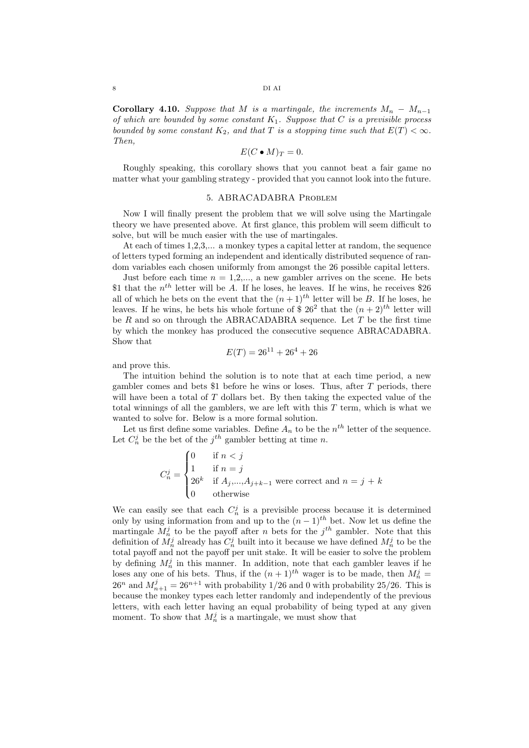**Corollary 4.10.** *Suppose that $M$ is a martingale, the increments $M_n - M_{n-1}$ of which are bounded by some constant $K_1$. Suppose that $C$ is a previsible process bounded by some constant $K_2$, and that $T$ is a stopping time such that $E(T) < \infty$. Then,*

$$E(C \bullet M)_T = 0.$$

Roughly speaking, this corollary shows that you cannot beat a fair game no matter what your gambling strategy - provided that you cannot look into the future.

## 5. ABRACADABRA Problem

Now I will finally present the problem that we will solve using the Martingale theory we have presented above. At first glance, this problem will seem difficult to solve, but will be much easier with the use of martingales.

At each of times 1,2,3,... a monkey types a capital letter at random, the sequence of letters typed forming an independent and identically distributed sequence of random variables each chosen uniformly from amongst the 26 possible capital letters.

Just before each time $n$ = 1,2,..., a new gambler arrives on the scene. He bets \$1 that the $n^{th}$ letter will be $A$. If he loses, he leaves. If he wins, he receives \$26 all of which he bets on the event that the $(n+1)^{th}$ letter will be $B$. If he loses, he leaves. If he wins, he bets his whole fortune of \$ $26^2$ that the $(n+2)^{th}$ letter will be $R$ and so on through the ABRACADABRA sequence. Let $T$ be the first time by which the monkey has produced the consecutive sequence ABRACADABRA. Show that

$$E(T) = 26^{11} + 26^4 + 26$$

and prove this.

The intuition behind the solution is to note that at each time period, a new gambler comes and bets \$1 before he wins or loses. Thus, after $T$ periods, there will have been a total of $T$ dollars bet. By then taking the expected value of the total winnings of all the gamblers, we are left with this $T$ term, which is what we wanted to solve for. Below is a more formal solution.

Let us first define some variables. Define $A_n$ to be the $n^{th}$ letter of the sequence. Let $C_n^j$ be the bet of the $j^{th}$ gambler betting at time $n$.

$$C_n^j = \begin{cases} 0 & \text{if } n < j \\ 1 & \text{if } n = j \\ 26^k & \text{if } A_j,\ldots,A_{j+k-1} \text{ were correct and } n = j + k \\ 0 & \text{otherwise} \end{cases}$$

We can easily see that each $C_n^j$ is a previsible process because it is determined only by using information from and up to the $(n-1)^{th}$ bet. Now let us define the martingale $M_n^j$ to be the payoff after $n$ bets for the $j^{th}$ gambler. Note that this definition of $M_n^j$ already has $C_n^j$ built into it because we have defined $M_n^j$ to be the total payoff and not the payoff per unit stake. It will be easier to solve the problem by defining $M_n^j$ in this manner. In addition, note that each gambler leaves if he loses any one of his bets. Thus, if the $(n+1)^{th}$ wager is to be made, then $M_n^j = 26^n$ and $M_{n+1}^j = 26^{n+1}$ with probability 1/26 and 0 with probability 25/26. This is because the monkey types each letter randomly and independently of the previous letters, with each letter having an equal probability of being typed at any given moment. To show that $M_n^j$ is a martingale, we must show that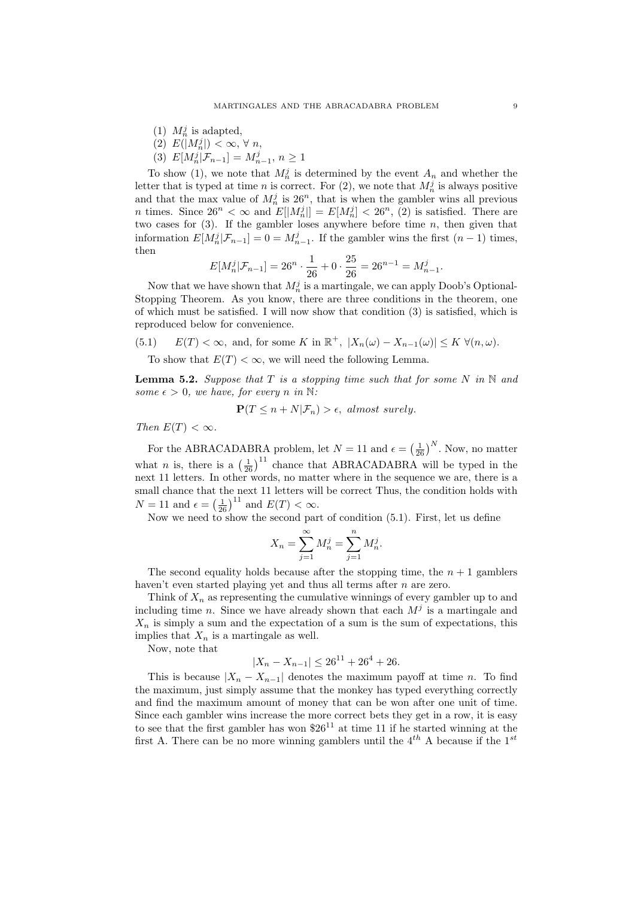(1) $M_n^j$ is adapted,
(2) $E(|M_n^j|) < \infty, \forall\, n,$
(3) $E[M_n^j|\mathcal{F}_{n-1}] = M_{n-1}^j,\ n \geq 1$

To show (1), we note that $M_n^j$ is determined by the event $A_n$ and whether the letter that is typed at time $n$ is correct. For (2), we note that $M_n^j$ is always positive and that the max value of $M_n^j$ is $26^n$, that is when the gambler wins all previous $n$ times. Since $26^n < \infty$ and $E[|M_n^j|] = E[M_n^j] < 26^n$, (2) is satisfied. There are two cases for (3). If the gambler loses anywhere before time $n$, then given that information $E[M_n^j|\mathcal{F}_{n-1}] = 0 = M_{n-1}^j$. If the gambler wins the first $(n-1)$ times, then

$$E[M_n^j|\mathcal{F}_{n-1}] = 26^n \cdot \frac{1}{26} + 0 \cdot \frac{25}{26} = 26^{n-1} = M_{n-1}^j.$$

Now that we have shown that $M_n^j$ is a martingale, we can apply Doob's Optional-Stopping Theorem. As you know, there are three conditions in the theorem, one of which must be satisfied. I will now show that condition (3) is satisfied, which is reproduced below for convenience.

$$E(T) < \infty, \text{ and, for some } K \text{ in } \mathbb{R}^+,\ |X_n(\omega) - X_{n-1}(\omega)| \leq K\ \forall (n, \omega). \tag{5.1}$$

To show that $E(T) < \infty$, we will need the following Lemma.

**Lemma 5.2.** *Suppose that $T$ is a stopping time such that for some $N$ in $\mathbb{N}$ and some $\epsilon > 0$, we have, for every $n$ in $\mathbb{N}$:*

$$\mathbf{P}(T \leq n + N|\mathcal{F}_n) > \epsilon, \textit{ almost surely.}$$

*Then $E(T) < \infty$.*

For the ABRACADABRA problem, let $N = 11$ and $\epsilon = \left(\frac{1}{26}\right)^N$. Now, no matter what $n$ is, there is a $\left(\frac{1}{26}\right)^{11}$ chance that ABRACADABRA will be typed in the next 11 letters. In other words, no matter where in the sequence we are, there is a small chance that the next 11 letters will be correct Thus, the condition holds with $N = 11$ and $\epsilon = \left(\frac{1}{26}\right)^{11}$ and $E(T) < \infty$.

Now we need to show the second part of condition (5.1). First, let us define

$$X_n = \sum_{j=1}^{\infty} M_n^j = \sum_{j=1}^{n} M_n^j.$$

The second equality holds because after the stopping time, the $n+1$ gamblers haven't even started playing yet and thus all terms after $n$ are zero.

Think of $X_n$ as representing the cumulative winnings of every gambler up to and including time $n$. Since we have already shown that each $M^j$ is a martingale and $X_n$ is simply a sum and the expectation of a sum is the sum of expectations, this implies that $X_n$ is a martingale as well.

Now, note that

$$|X_n - X_{n-1}| \leq 26^{11} + 26^4 + 26.$$

This is because $|X_n - X_{n-1}|$ denotes the maximum payoff at time $n$. To find the maximum, just simply assume that the monkey has typed everything correctly and find the maximum amount of money that can be won after one unit of time. Since each gambler wins increase the more correct bets they get in a row, it is easy to see that the first gambler has won \$$26^{11}$ at time 11 if he started winning at the first A. There can be no more winning gamblers until the $4^{th}$ A because if the $1^{st}$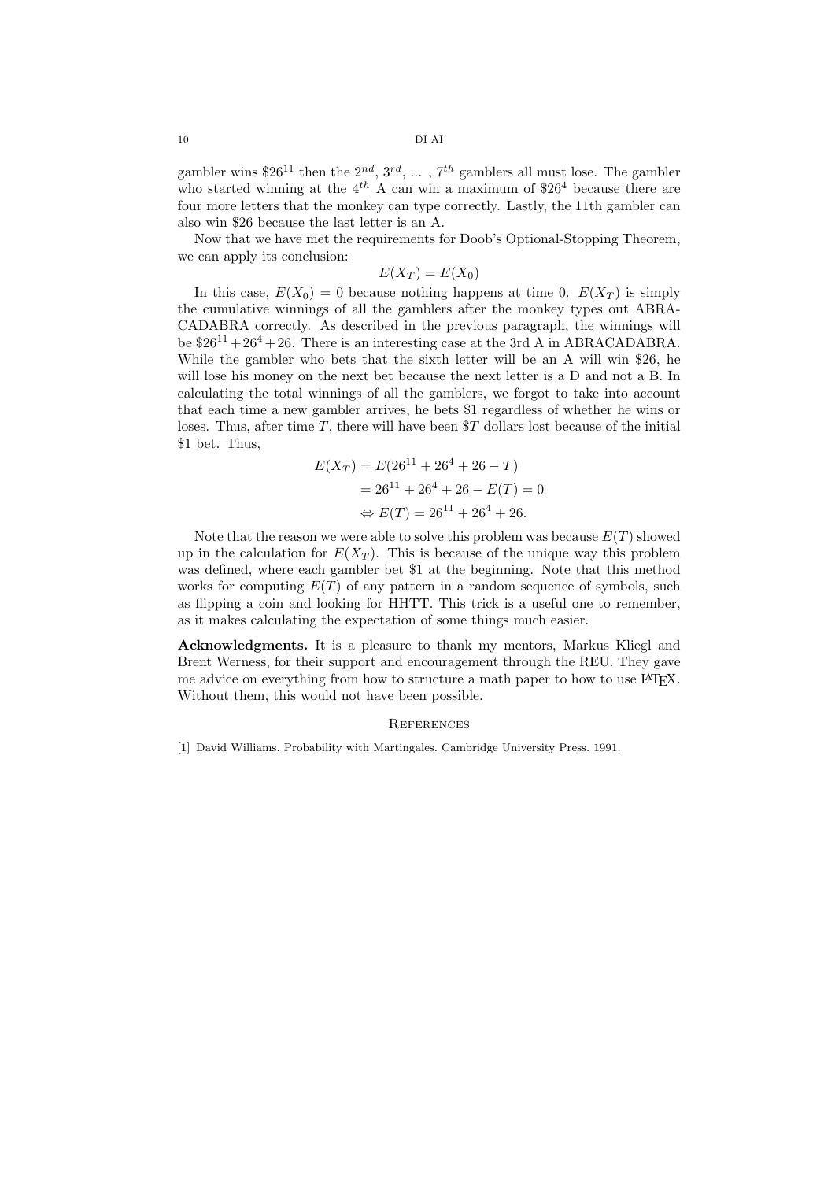gambler wins \$$26^{11}$ then the $2^{nd}$, $3^{rd}$, ... , $7^{th}$ gamblers all must lose. The gambler who started winning at the $4^{th}$ A can win a maximum of \$$26^4$ because there are four more letters that the monkey can type correctly. Lastly, the 11th gambler can also win \$26 because the last letter is an A.

Now that we have met the requirements for Doob's Optional-Stopping Theorem, we can apply its conclusion:

$$E(X_T) = E(X_0)$$

In this case, $E(X_0) = 0$ because nothing happens at time 0. $E(X_T)$ is simply the cumulative winnings of all the gamblers after the monkey types out ABRACADABRA correctly. As described in the previous paragraph, the winnings will be \$$26^{11} + 26^4 + 26$. There is an interesting case at the 3rd A in ABRACADABRA. While the gambler who bets that the sixth letter will be an A will win \$26, he will lose his money on the next bet because the next letter is a D and not a B. In calculating the total winnings of all the gamblers, we forgot to take into account that each time a new gambler arrives, he bets \$1 regardless of whether he wins or loses. Thus, after time $T$, there will have been \$$T$ dollars lost because of the initial \$1 bet. Thus,

$$\begin{aligned}
E(X_T) &= E(26^{11} + 26^4 + 26 - T) \\
&= 26^{11} + 26^4 + 26 - E(T) = 0 \\
&\Leftrightarrow E(T) = 26^{11} + 26^4 + 26.
\end{aligned}$$

Note that the reason we were able to solve this problem was because $E(T)$ showed up in the calculation for $E(X_T)$. This is because of the unique way this problem was defined, where each gambler bet \$1 at the beginning. Note that this method works for computing $E(T)$ of any pattern in a random sequence of symbols, such as flipping a coin and looking for HHTT. This trick is a useful one to remember, as it makes calculating the expectation of some things much easier.

**Acknowledgments.** It is a pleasure to thank my mentors, Markus Kliegl and Brent Werness, for their support and encouragement through the REU. They gave me advice on everything from how to structure a math paper to how to use LaTeX. Without them, this would not have been possible.

## References

[1] David Williams. Probability with Martingales. Cambridge University Press. 1991.